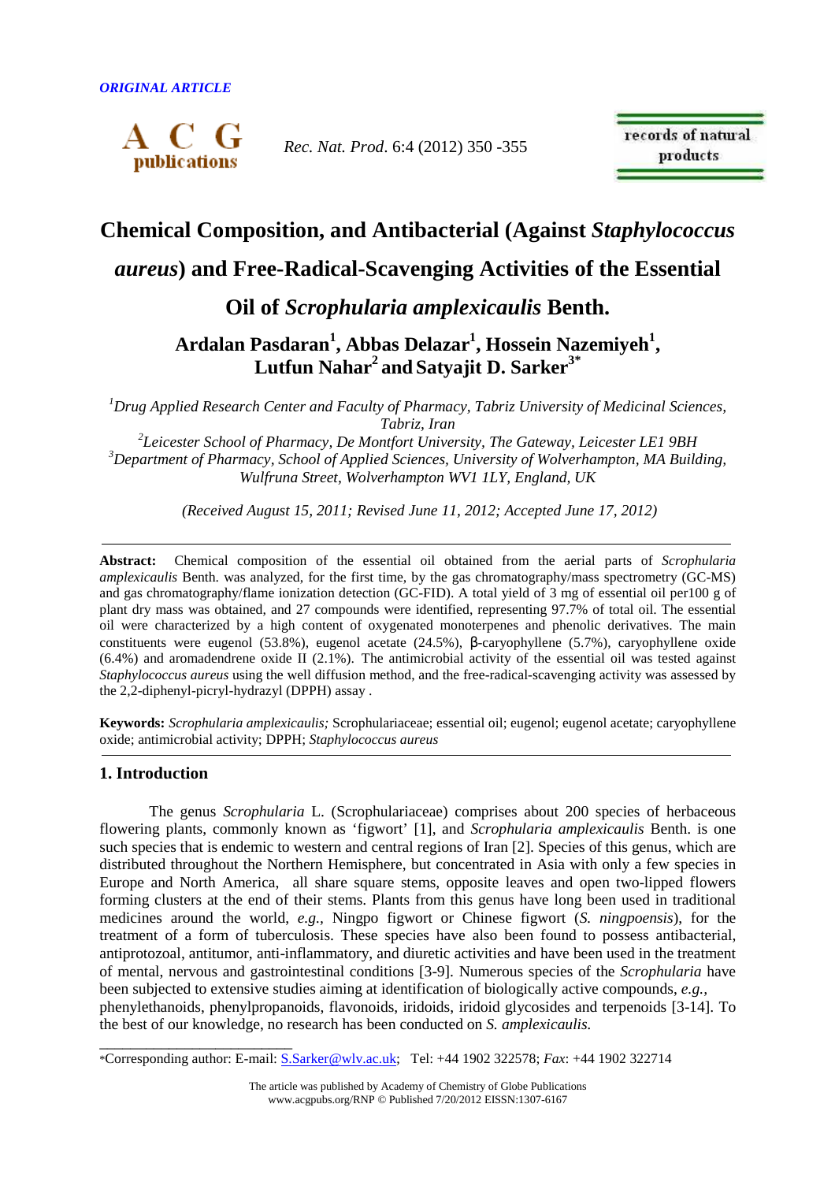ORIGINAL ARTICLE

# Chemical Composition, and Antibacterial (Against *Staphylococcus aureus*) and Free-Radical-Scavenging Activities of the Essential Oil of *Scrophularia amplexicaulis* Benth.

**Ardalan Pasdaran[1], Abbas Delazar[1], Hossein Nazemiyeh[1], Lutfun Nahar[2] and Satyajit D. Sarker[3*]**

[1] *Drug Applied Research Center and Faculty of Pharmacy, Tabriz University of Medicinal Sciences, Tabriz, Iran*

[2] *Leicester School of Pharmacy, De Montfort University, The Gateway, Leicester LE1 9BH*

[3] *Department of Pharmacy, School of Applied Sciences, University of Wolverhampton, MA Building, Wulfruna Street, Wolverhampton WV1 1LY, England, UK*

*(Received August 15, 2011; Revised June 11, 2012; Accepted June 17, 2012)*

**Abstract:** Chemical composition of the essential oil obtained from the aerial parts of *Scrophularia amplexicaulis* Benth. was analyzed, for the first time, by the gas chromatography/mass spectrometry (GC-MS) and gas chromatography/flame ionization detection (GC-FID). A total yield of 3 mg of essential oil per100 g of plant dry mass was obtained, and 27 compounds were identified, representing 97.7% of total oil. The essential oil were characterized by a high content of oxygenated monoterpenes and phenolic derivatives. The main constituents were eugenol (53.8%), eugenol acetate (24.5%), β-caryophyllene (5.7%), caryophyllene oxide (6.4%) and aromadendrene oxide II (2.1%). The antimicrobial activity of the essential oil was tested against *Staphylococcus aureus* using the well diffusion method, and the free-radical-scavenging activity was assessed by the 2,2-diphenyl-picryl-hydrazyl (DPPH) assay .

**Keywords:** *Scrophularia amplexicaulis;* Scrophulariaceae; essential oil; eugenol; eugenol acetate; caryophyllene oxide; antimicrobial activity; DPPH; *Staphylococcus aureus*

## 1. Introduction

The genus *Scrophularia* L. (Scrophulariaceae) comprises about 200 species of herbaceous flowering plants, commonly known as 'figwort' [1], and *Scrophularia amplexicaulis* Benth. is one such species that is endemic to western and central regions of Iran [2]. Species of this genus, which are distributed throughout the Northern Hemisphere, but concentrated in Asia with only a few species in Europe and North America, all share square stems, opposite leaves and open two-lipped flowers forming clusters at the end of their stems. Plants from this genus have long been used in traditional medicines around the world, *e.g.,* Ningpo figwort or Chinese figwort (*S. ningpoensis*), for the treatment of a form of tuberculosis. These species have also been found to possess antibacterial, antiprotozoal, antitumor, anti-inflammatory, and diuretic activities and have been used in the treatment of mental, nervous and gastrointestinal conditions [3-9]. Numerous species of the *Scrophularia* have been subjected to extensive studies aiming at identification of biologically active compounds, *e.g.,* phenylethanoids, phenylpropanoids, flavonoids, iridoids, iridoid glycosides and terpenoids [3-14]. To the best of our knowledge, no research has been conducted on *S. amplexicaulis.*

*Corresponding author: E-mail: S.Sarker@wlv.ac.uk; Tel: +44 1902 322578; *Fax*: +44 1902 322714

The article was published by Academy of Chemistry of Globe Publications
www.acgpubs.org/RNP © Published 7/20/2012 EISSN:1307-6167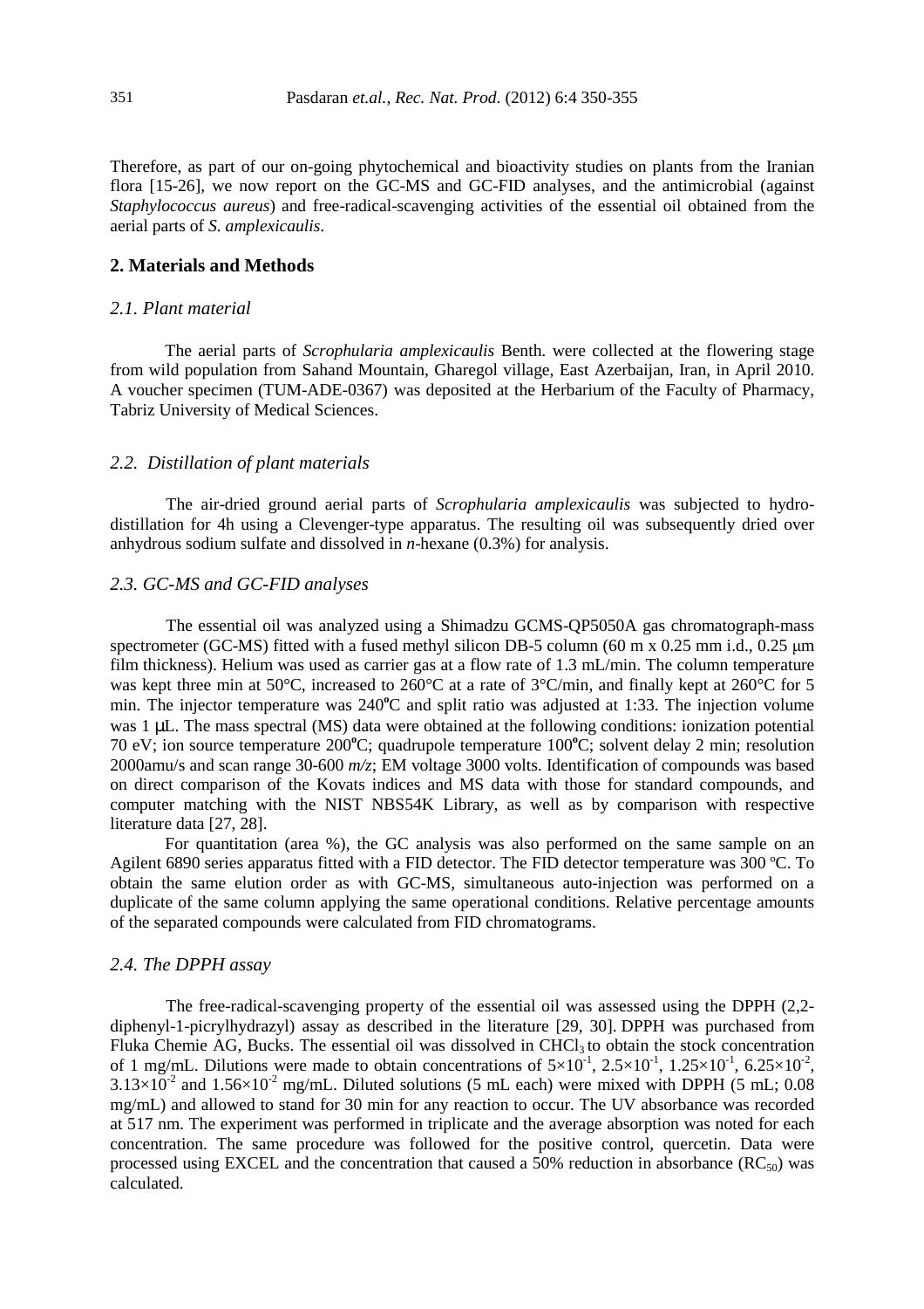Therefore, as part of our on-going phytochemical and bioactivity studies on plants from the Iranian flora [15-26], we now report on the GC-MS and GC-FID analyses, and the antimicrobial (against *Staphylococcus aureus*) and free-radical-scavenging activities of the essential oil obtained from the aerial parts of *S. amplexicaulis*.

## 2. Materials and Methods

### *2.1. Plant material*

The aerial parts of *Scrophularia amplexicaulis* Benth. were collected at the flowering stage from wild population from Sahand Mountain, Gharegol village, East Azerbaijan, Iran, in April 2010. A voucher specimen (TUM-ADE-0367) was deposited at the Herbarium of the Faculty of Pharmacy, Tabriz University of Medical Sciences.

### *2.2. Distillation of plant materials*

The air-dried ground aerial parts of *Scrophularia amplexicaulis* was subjected to hydro-distillation for 4h using a Clevenger-type apparatus. The resulting oil was subsequently dried over anhydrous sodium sulfate and dissolved in *n*-hexane (0.3%) for analysis.

### *2.3. GC-MS and GC-FID analyses*

The essential oil was analyzed using a Shimadzu GCMS-QP5050A gas chromatograph-mass spectrometer (GC-MS) fitted with a fused methyl silicon DB-5 column (60 m x 0.25 mm i.d., 0.25 μm film thickness). Helium was used as carrier gas at a flow rate of 1.3 mL/min. The column temperature was kept three min at 50°C, increased to 260°C at a rate of 3°C/min, and finally kept at 260°C for 5 min. The injector temperature was 240ºC and split ratio was adjusted at 1:33. The injection volume was 1 μL. The mass spectral (MS) data were obtained at the following conditions: ionization potential 70 eV; ion source temperature 200ºC; quadrupole temperature 100ºC; solvent delay 2 min; resolution 2000amu/s and scan range 30-600 *m/z*; EM voltage 3000 volts. Identification of compounds was based on direct comparison of the Kovats indices and MS data with those for standard compounds, and computer matching with the NIST NBS54K Library, as well as by comparison with respective literature data [27, 28].

For quantitation (area %), the GC analysis was also performed on the same sample on an Agilent 6890 series apparatus fitted with a FID detector. The FID detector temperature was 300 ºC. To obtain the same elution order as with GC-MS, simultaneous auto-injection was performed on a duplicate of the same column applying the same operational conditions. Relative percentage amounts of the separated compounds were calculated from FID chromatograms.

### *2.4. The DPPH assay*

The free-radical-scavenging property of the essential oil was assessed using the DPPH (2,2-diphenyl-1-picrylhydrazyl) assay as described in the literature [29, 30]. DPPH was purchased from Fluka Chemie AG, Bucks. The essential oil was dissolved in $CHCl_3$ to obtain the stock concentration of 1 mg/mL. Dilutions were made to obtain concentrations of $5\times10^{-1}$, $2.5\times10^{-1}$, $1.25\times10^{-1}$, $6.25\times10^{-2}$, $3.13\times10^{-2}$ and $1.56\times10^{-2}$ mg/mL. Diluted solutions (5 mL each) were mixed with DPPH (5 mL; 0.08 mg/mL) and allowed to stand for 30 min for any reaction to occur. The UV absorbance was recorded at 517 nm. The experiment was performed in triplicate and the average absorption was noted for each concentration. The same procedure was followed for the positive control, quercetin. Data were processed using EXCEL and the concentration that caused a 50% reduction in absorbance ($RC_{50}$) was calculated.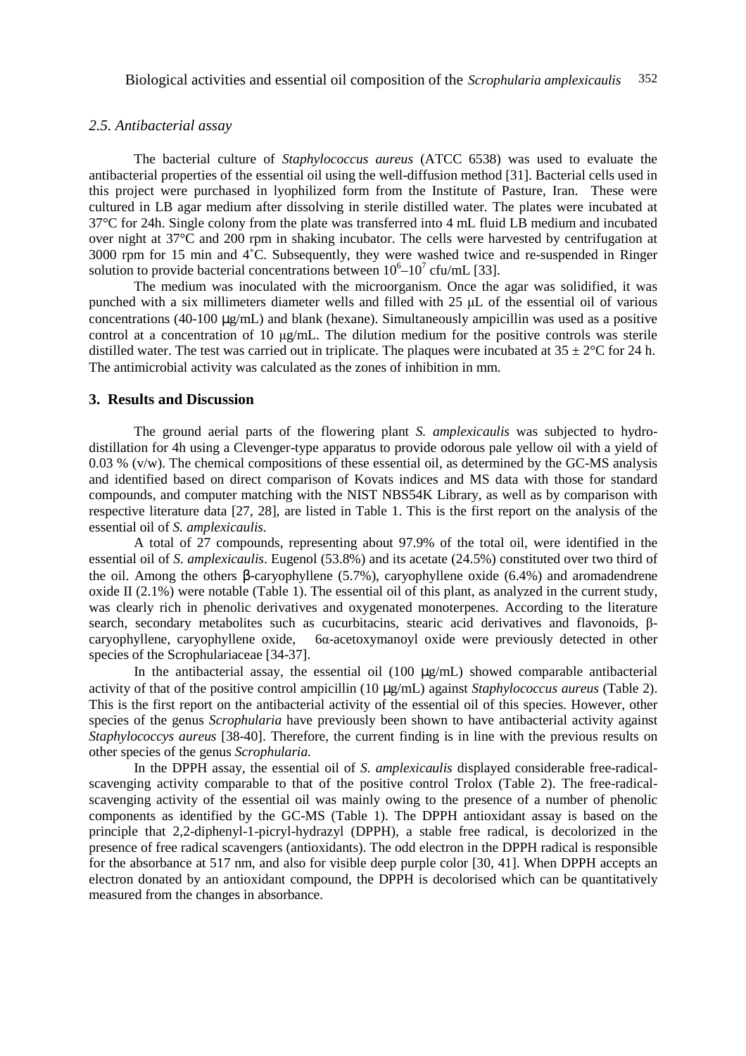### *2.5. Antibacterial assay*

The bacterial culture of *Staphylococcus aureus* (ATCC 6538) was used to evaluate the antibacterial properties of the essential oil using the well-diffusion method [31]. Bacterial cells used in this project were purchased in lyophilized form from the Institute of Pasture, Iran. These were cultured in LB agar medium after dissolving in sterile distilled water. The plates were incubated at 37°C for 24h. Single colony from the plate was transferred into 4 mL fluid LB medium and incubated over night at 37°C and 200 rpm in shaking incubator. The cells were harvested by centrifugation at 3000 rpm for 15 min and 4˚C. Subsequently, they were washed twice and re-suspended in Ringer solution to provide bacterial concentrations between $10^6$–$10^7$ cfu/mL [33].

The medium was inoculated with the microorganism. Once the agar was solidified, it was punched with a six millimeters diameter wells and filled with 25 μL of the essential oil of various concentrations (40-100 μg/mL) and blank (hexane). Simultaneously ampicillin was used as a positive control at a concentration of 10 μg/mL. The dilution medium for the positive controls was sterile distilled water. The test was carried out in triplicate. The plaques were incubated at 35 ± 2°C for 24 h. The antimicrobial activity was calculated as the zones of inhibition in mm.

## 3. Results and Discussion

The ground aerial parts of the flowering plant *S. amplexicaulis* was subjected to hydro-distillation for 4h using a Clevenger-type apparatus to provide odorous pale yellow oil with a yield of 0.03 % (v/w). The chemical compositions of these essential oil, as determined by the GC-MS analysis and identified based on direct comparison of Kovats indices and MS data with those for standard compounds, and computer matching with the NIST NBS54K Library, as well as by comparison with respective literature data [27, 28], are listed in Table 1. This is the first report on the analysis of the essential oil of *S. amplexicaulis.*

A total of 27 compounds, representing about 97.9% of the total oil, were identified in the essential oil of *S. amplexicaulis*. Eugenol (53.8%) and its acetate (24.5%) constituted over two third of the oil. Among the others β-caryophyllene (5.7%), caryophyllene oxide (6.4%) and aromadendrene oxide II (2.1%) were notable (Table 1). The essential oil of this plant, as analyzed in the current study, was clearly rich in phenolic derivatives and oxygenated monoterpenes. According to the literature search, secondary metabolites such as cucurbitacins, stearic acid derivatives and flavonoids, β-caryophyllene, caryophyllene oxide, 6α-acetoxymanoyl oxide were previously detected in other species of the Scrophulariaceae [34-37].

In the antibacterial assay, the essential oil (100 μg/mL) showed comparable antibacterial activity of that of the positive control ampicillin (10 μg/mL) against *Staphylococcus aureus* (Table 2). This is the first report on the antibacterial activity of the essential oil of this species. However, other species of the genus *Scrophularia* have previously been shown to have antibacterial activity against *Staphylococcys aureus* [38-40]. Therefore, the current finding is in line with the previous results on other species of the genus *Scrophularia.*

In the DPPH assay, the essential oil of *S. amplexicaulis* displayed considerable free-radical-scavenging activity comparable to that of the positive control Trolox (Table 2). The free-radical-scavenging activity of the essential oil was mainly owing to the presence of a number of phenolic components as identified by the GC-MS (Table 1). The DPPH antioxidant assay is based on the principle that 2,2-diphenyl-1-picryl-hydrazyl (DPPH), a stable free radical, is decolorized in the presence of free radical scavengers (antioxidants). The odd electron in the DPPH radical is responsible for the absorbance at 517 nm, and also for visible deep purple color [30, 41]. When DPPH accepts an electron donated by an antioxidant compound, the DPPH is decolorised which can be quantitatively measured from the changes in absorbance.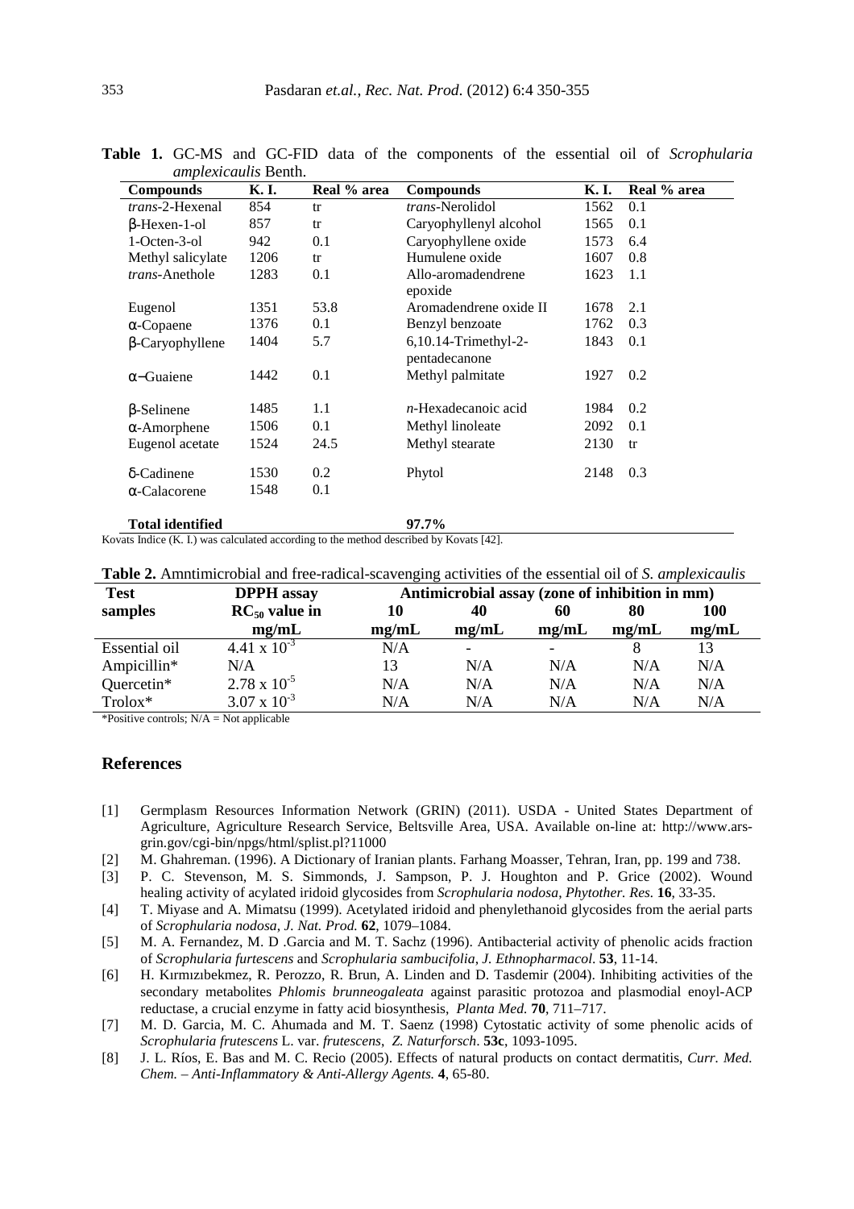**Table 1.** GC-MS and GC-FID data of the components of the essential oil of *Scrophularia amplexicaulis* Benth.

| Compounds | K. I. | Real % area | Compounds | K. I. | Real % area |
|---|---|---|---|---|---|
| *trans*-2-Hexenal | 854 | tr | *trans*-Nerolidol | 1562 | 0.1 |
| β-Hexen-1-ol | 857 | tr | Caryophyllenyl alcohol | 1565 | 0.1 |
| 1-Octen-3-ol | 942 | 0.1 | Caryophyllene oxide | 1573 | 6.4 |
| Methyl salicylate | 1206 | tr | Humulene oxide | 1607 | 0.8 |
| *trans*-Anethole | 1283 | 0.1 | Allo-aromadendrene epoxide | 1623 | 1.1 |
| Eugenol | 1351 | 53.8 | Aromadendrene oxide II | 1678 | 2.1 |
| α-Copaene | 1376 | 0.1 | Benzyl benzoate | 1762 | 0.3 |
| β-Caryophyllene | 1404 | 5.7 | 6,10.14-Trimethyl-2-pentadecanone | 1843 | 0.1 |
| α−Guaiene | 1442 | 0.1 | Methyl palmitate | 1927 | 0.2 |
| β-Selinene | 1485 | 1.1 | *n*-Hexadecanoic acid | 1984 | 0.2 |
| α-Amorphene | 1506 | 0.1 | Methyl linoleate | 2092 | 0.1 |
| Eugenol acetate | 1524 | 24.5 | Methyl stearate | 2130 | tr |
| δ-Cadinene | 1530 | 0.2 | Phytol | 2148 | 0.3 |
| α-Calacorene | 1548 | 0.1 | | | |
| **Total identified** | | | **97.7%** | | |

Kovats Indice (K. I.) was calculated according to the method described by Kovats [42].

**Table 2.** Amntimicrobial and free-radical-scavenging activities of the essential oil of *S. amplexicaulis*

| Test samples | DPPH assay $RC_{50}$ value in mg/mL | Antimicrobial assay (zone of inhibition in mm) 10 mg/mL | 40 mg/mL | 60 mg/mL | 80 mg/mL | 100 mg/mL |
|---|---|---|---|---|---|---|
| Essential oil | $4.41 \times 10^{-3}$ | N/A | - | - | 8 | 13 |
| Ampicillin* | N/A | 13 | N/A | N/A | N/A | N/A |
| Quercetin* | $2.78 \times 10^{-5}$ | N/A | N/A | N/A | N/A | N/A |
| Trolox* | $3.07 \times 10^{-3}$ | N/A | N/A | N/A | N/A | N/A |

*Positive controls; N/A = Not applicable

## References

[1] Germplasm Resources Information Network (GRIN) (2011). USDA - United States Department of Agriculture, Agriculture Research Service, Beltsville Area, USA. Available on-line at: http://www.ars-grin.gov/cgi-bin/npgs/html/splist.pl?11000

[2] M. Ghahreman. (1996). A Dictionary of Iranian plants. Farhang Moasser, Tehran, Iran, pp. 199 and 738.

[3] P. C. Stevenson, M. S. Simmonds, J. Sampson, P. J. Houghton and P. Grice (2002). Wound healing activity of acylated iridoid glycosides from *Scrophularia nodosa*, *Phytother. Res.* **16**, 33-35.

[4] T. Miyase and A. Mimatsu (1999). Acetylated iridoid and phenylethanoid glycosides from the aerial parts of *Scrophularia nodosa*, *J. Nat. Prod.* **62**, 1079–1084.

[5] M. A. Fernandez, M. D .Garcia and M. T. Sachz (1996). Antibacterial activity of phenolic acids fraction of *Scrophularia furtescens* and *Scrophularia sambucifolia*, *J. Ethnopharmacol.* **53**, 11-14.

[6] H. Kırmızıbekmez, R. Perozzo, R. Brun, A. Linden and D. Tasdemir (2004). Inhibiting activities of the secondary metabolites *Phlomis brunneogaleata* against parasitic protozoa and plasmodial enoyl-ACP reductase, a crucial enzyme in fatty acid biosynthesis, *Planta Med.* **70**, 711–717.

[7] M. D. Garcia, M. C. Ahumada and M. T. Saenz (1998) Cytostatic activity of some phenolic acids of *Scrophularia frutescens* L. var. *frutescens*, *Z. Naturforsch*. **53c**, 1093-1095.

[8] J. L. Ríos, E. Bas and M. C. Recio (2005). Effects of natural products on contact dermatitis, *Curr. Med. Chem. – Anti-Inflammatory & Anti-Allergy Agents.* **4**, 65-80.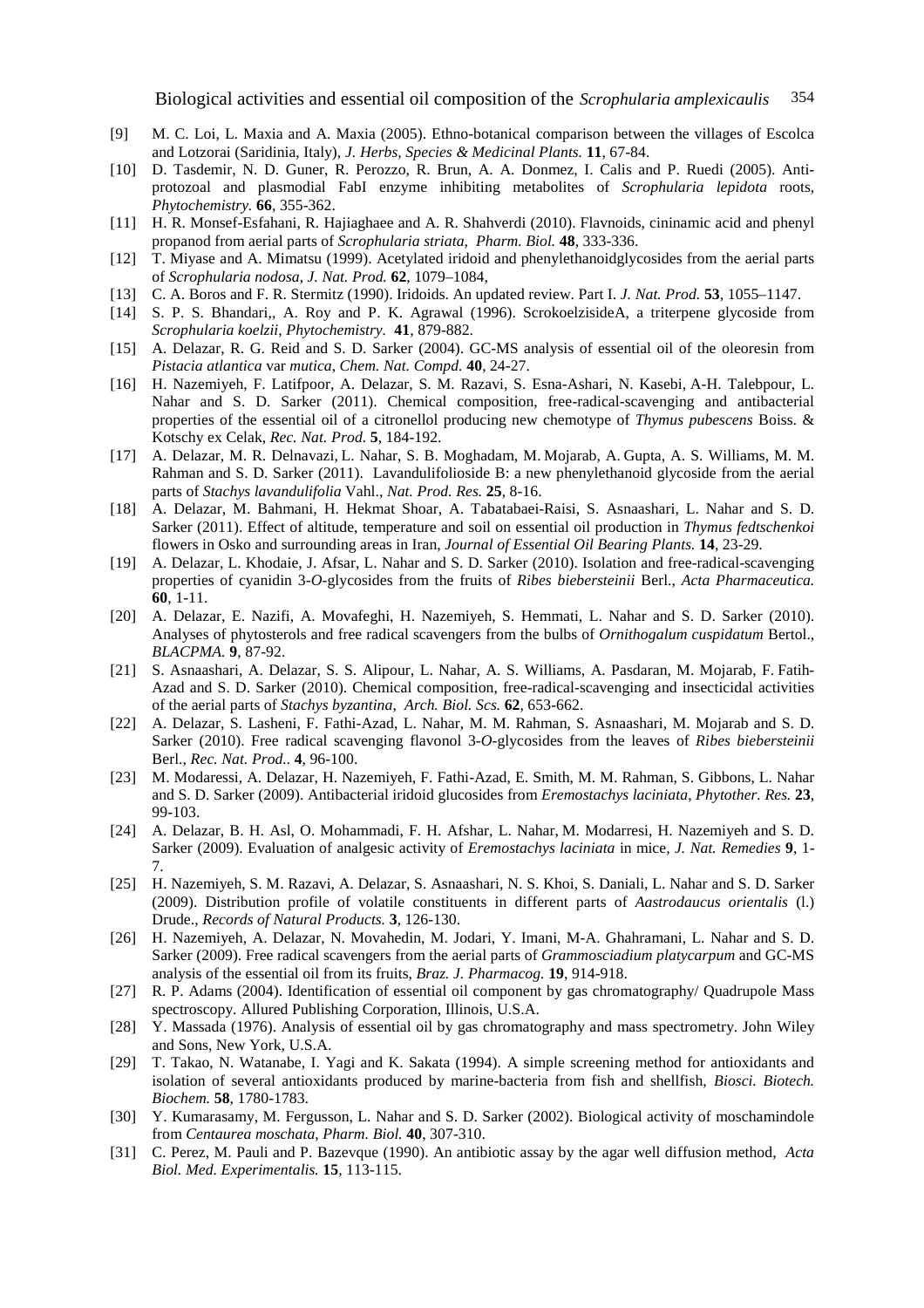[9] M. C. Loi, L. Maxia and A. Maxia (2005). Ethno-botanical comparison between the villages of Escolca and Lotzorai (Saridinia, Italy), *J. Herbs, Species & Medicinal Plants.* **11**, 67-84.

[10] D. Tasdemir, N. D. Guner, R. Perozzo, R. Brun, A. A. Donmez, I. Calis and P. Ruedi (2005). Anti-protozoal and plasmodial FabI enzyme inhibiting metabolites of *Scrophularia lepidota* roots, *Phytochemistry.* **66**, 355-362.

[11] H. R. Monsef-Esfahani, R. Hajiaghaee and A. R. Shahverdi (2010). Flavnoids, cininamic acid and phenyl propanod from aerial parts of *Scrophularia striata*, *Pharm. Biol.* **48**, 333-336.

[12] T. Miyase and A. Mimatsu (1999). Acetylated iridoid and phenylethanoidglycosides from the aerial parts of *Scrophularia nodosa*, *J. Nat. Prod.* **62**, 1079–1084,

[13] C. A. Boros and F. R. Stermitz (1990). Iridoids. An updated review. Part I. *J. Nat. Prod.* **53**, 1055–1147.

[14] S. P. S. Bhandari,, A. Roy and P. K. Agrawal (1996). ScrokoelzisideA, a triterpene glycoside from *Scrophularia koelzii*, *Phytochemistry.* **41**, 879-882.

[15] A. Delazar, R. G. Reid and S. D. Sarker (2004). GC-MS analysis of essential oil of the oleoresin from *Pistacia atlantica* var *mutica*, *Chem. Nat. Compd.* **40**, 24-27.

[16] H. Nazemiyeh, F. Latifpoor, A. Delazar, S. M. Razavi, S. Esna-Ashari, N. Kasebi, A-H. Talebpour, L. Nahar and S. D. Sarker (2011). Chemical composition, free-radical-scavenging and antibacterial properties of the essential oil of a citronellol producing new chemotype of *Thymus pubescens* Boiss. & Kotschy ex Celak, *Rec. Nat. Prod.* **5**, 184-192.

[17] A. Delazar, M. R. Delnavazi, L. Nahar, S. B. Moghadam, M. Mojarab, A. Gupta, A. S. Williams, M. M. Rahman and S. D. Sarker (2011). Lavandulifolioside B: a new phenylethanoid glycoside from the aerial parts of *Stachys lavandulifolia* Vahl., *Nat. Prod. Res.* **25**, 8-16.

[18] A. Delazar, M. Bahmani, H. Hekmat Shoar, A. Tabatabaei-Raisi, S. Asnaashari, L. Nahar and S. D. Sarker (2011). Effect of altitude, temperature and soil on essential oil production in *Thymus fedtschenkoi* flowers in Osko and surrounding areas in Iran, *Journal of Essential Oil Bearing Plants.* **14**, 23-29.

[19] A. Delazar, L. Khodaie, J. Afsar, L. Nahar and S. D. Sarker (2010). Isolation and free-radical-scavenging properties of cyanidin 3-*O*-glycosides from the fruits of *Ribes biebersteinii* Berl., *Acta Pharmaceutica.* **60**, 1-11.

[20] A. Delazar, E. Nazifi, A. Movafeghi, H. Nazemiyeh, S. Hemmati, L. Nahar and S. D. Sarker (2010). Analyses of phytosterols and free radical scavengers from the bulbs of *Ornithogalum cuspidatum* Bertol., *BLACPMA.* **9**, 87-92.

[21] S. Asnaashari, A. Delazar, S. S. Alipour, L. Nahar, A. S. Williams, A. Pasdaran, M. Mojarab, F. Fatih-Azad and S. D. Sarker (2010). Chemical composition, free-radical-scavenging and insecticidal activities of the aerial parts of *Stachys byzantina*, *Arch. Biol. Scs.* **62**, 653-662.

[22] A. Delazar, S. Lasheni, F. Fathi-Azad, L. Nahar, M. M. Rahman, S. Asnaashari, M. Mojarab and S. D. Sarker (2010). Free radical scavenging flavonol 3-*O*-glycosides from the leaves of *Ribes biebersteinii* Berl., *Rec. Nat. Prod..* **4**, 96-100.

[23] M. Modaressi, A. Delazar, H. Nazemiyeh, F. Fathi-Azad, E. Smith, M. M. Rahman, S. Gibbons, L. Nahar and S. D. Sarker (2009). Antibacterial iridoid glucosides from *Eremostachys laciniata*, *Phytother. Res.* **23**, 99-103.

[24] A. Delazar, B. H. Asl, O. Mohammadi, F. H. Afshar, L. Nahar, M. Modarresi, H. Nazemiyeh and S. D. Sarker (2009). Evaluation of analgesic activity of *Eremostachys laciniata* in mice, *J. Nat. Remedies* **9**, 1-7.

[25] H. Nazemiyeh, S. M. Razavi, A. Delazar, S. Asnaashari, N. S. Khoi, S. Daniali, L. Nahar and S. D. Sarker (2009). Distribution profile of volatile constituents in different parts of *Aastrodaucus orientalis* (l.) Drude., *Records of Natural Products.* **3**, 126-130.

[26] H. Nazemiyeh, A. Delazar, N. Movahedin, M. Jodari, Y. Imani, M-A. Ghahramani, L. Nahar and S. D. Sarker (2009). Free radical scavengers from the aerial parts of *Grammosciadium platycarpum* and GC-MS analysis of the essential oil from its fruits, *Braz. J. Pharmacog.* **19**, 914-918.

[27] R. P. Adams (2004). Identification of essential oil component by gas chromatography/ Quadrupole Mass spectroscopy. Allured Publishing Corporation, Illinois, U.S.A.

[28] Y. Massada (1976). Analysis of essential oil by gas chromatography and mass spectrometry. John Wiley and Sons, New York, U.S.A.

[29] T. Takao, N. Watanabe, I. Yagi and K. Sakata (1994). A simple screening method for antioxidants and isolation of several antioxidants produced by marine-bacteria from fish and shellfish, *Biosci. Biotech. Biochem.* **58**, 1780-1783.

[30] Y. Kumarasamy, M. Fergusson, L. Nahar and S. D. Sarker (2002). Biological activity of moschamindole from *Centaurea moschata*, *Pharm. Biol.* **40**, 307-310.

[31] C. Perez, M. Pauli and P. Bazevque (1990). An antibiotic assay by the agar well diffusion method, *Acta Biol. Med. Experimentalis.* **15**, 113-115.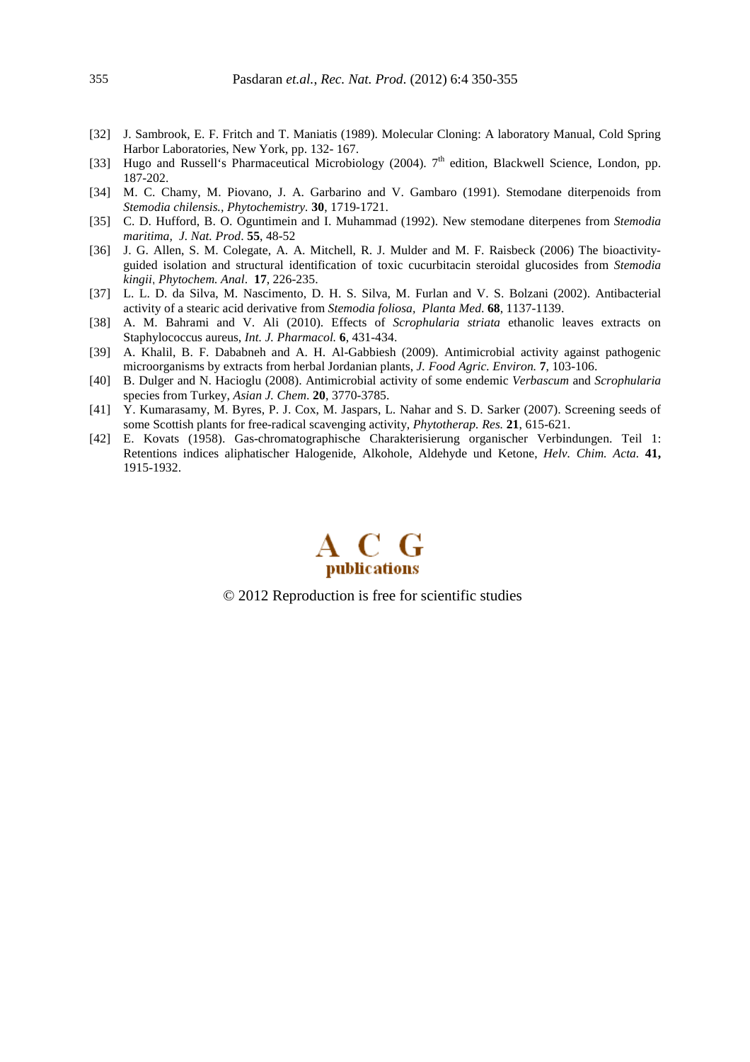[32] J. Sambrook, E. F. Fritch and T. Maniatis (1989). Molecular Cloning: A laboratory Manual, Cold Spring Harbor Laboratories, New York, pp. 132- 167.

[33] Hugo and Russell's Pharmaceutical Microbiology (2004). 7th edition, Blackwell Science, London, pp. 187-202.

[34] M. C. Chamy, M. Piovano, J. A. Garbarino and V. Gambaro (1991). Stemodane diterpenoids from *Stemodia chilensis., Phytochemistry.* **30**, 1719-1721.

[35] C. D. Hufford, B. O. Oguntimein and I. Muhammad (1992). New stemodane diterpenes from *Stemodia maritima, J. Nat. Prod*. **55**, 48-52

[36] J. G. Allen, S. M. Colegate, A. A. Mitchell, R. J. Mulder and M. F. Raisbeck (2006) The bioactivity-guided isolation and structural identification of toxic cucurbitacin steroidal glucosides from *Stemodia kingii*, *Phytochem. Anal*. **17**, 226-235.

[37] L. L. D. da Silva, M. Nascimento, D. H. S. Silva, M. Furlan and V. S. Bolzani (2002). Antibacterial activity of a stearic acid derivative from *Stemodia foliosa, Planta Med*. **68**, 1137-1139.

[38] A. M. Bahrami and V. Ali (2010). Effects of *Scrophularia striata* ethanolic leaves extracts on Staphylococcus aureus, *Int. J. Pharmacol.* **6**, 431-434.

[39] A. Khalil, B. F. Dababneh and A. H. Al-Gabbiesh (2009). Antimicrobial activity against pathogenic microorganisms by extracts from herbal Jordanian plants, *J. Food Agric. Environ.* **7**, 103-106.

[40] B. Dulger and N. Hacioglu (2008). Antimicrobial activity of some endemic *Verbascum* and *Scrophularia* species from Turkey, *Asian J. Chem*. **20**, 3770-3785.

[41] Y. Kumarasamy, M. Byres, P. J. Cox, M. Jaspars, L. Nahar and S. D. Sarker (2007). Screening seeds of some Scottish plants for free-radical scavenging activity, *Phytotherap. Res.* **21**, 615-621.

[42] E. Kovats (1958). Gas-chromatographische Charakterisierung organischer Verbindungen. Teil 1: Retentions indices aliphatischer Halogenide, Alkohole, Aldehyde und Ketone, *Helv. Chim. Acta.* **41,** 1915-1932.

A C G
publications

© 2012 Reproduction is free for scientific studies